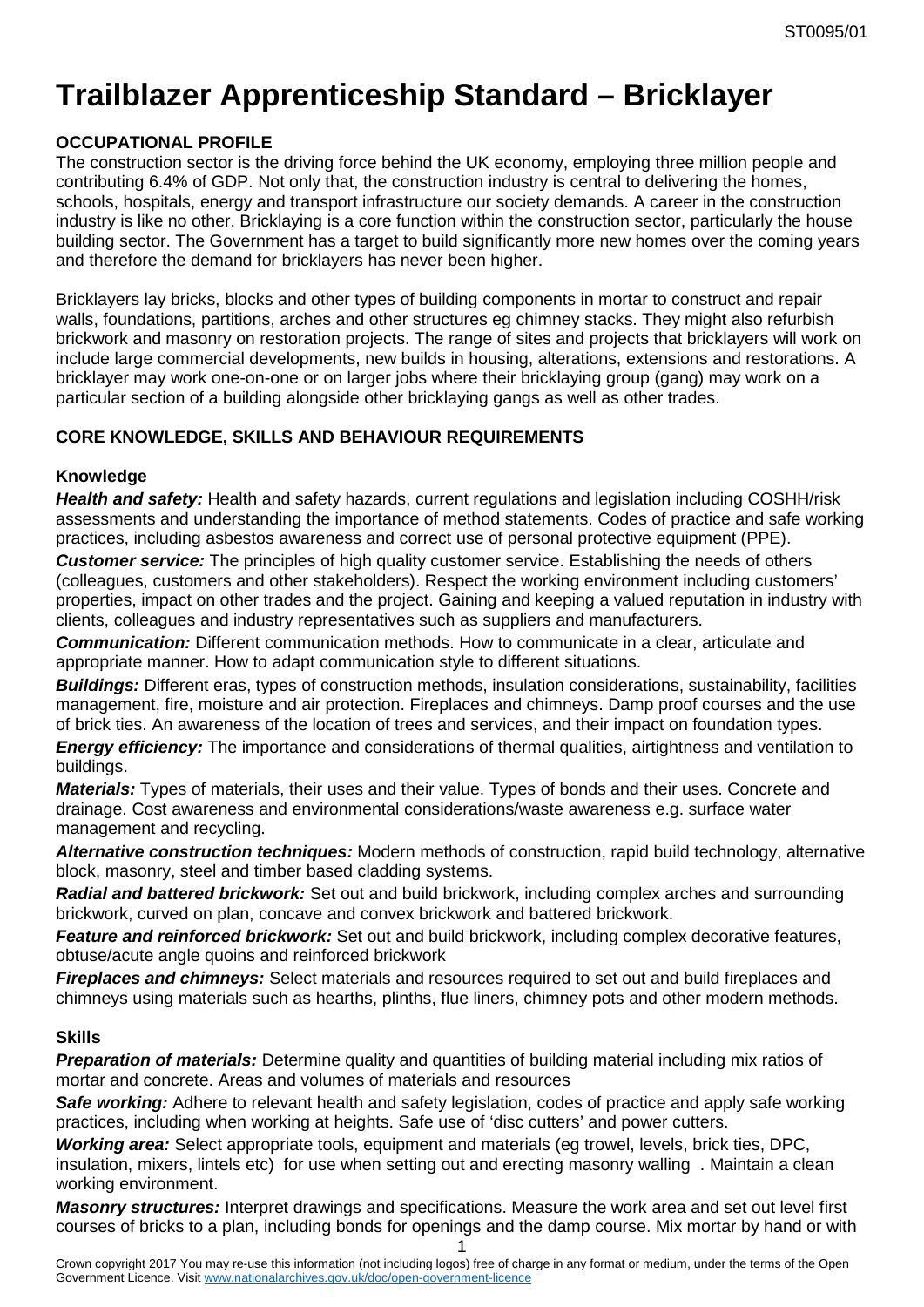# Trailblazer Apprenticeship Standard – Bricklayer

## OCCUPATIONAL PROFILE

The construction sector is the driving force behind the UK economy, employing three million people and contributing 6.4% of GDP. Not only that, the construction industry is central to delivering the homes, schools, hospitals, energy and transport infrastructure our society demands. A career in the construction industry is like no other. Bricklaying is a core function within the construction sector, particularly the house building sector. The Government has a target to build significantly more new homes over the coming years and therefore the demand for bricklayers has never been higher.

Bricklayers lay bricks, blocks and other types of building components in mortar to construct and repair walls, foundations, partitions, arches and other structures eg chimney stacks. They might also refurbish brickwork and masonry on restoration projects. The range of sites and projects that bricklayers will work on include large commercial developments, new builds in housing, alterations, extensions and restorations. A bricklayer may work one-on-one or on larger jobs where their bricklaying group (gang) may work on a particular section of a building alongside other bricklaying gangs as well as other trades.

## CORE KNOWLEDGE, SKILLS AND BEHAVIOUR REQUIREMENTS

### Knowledge

***Health and safety:*** Health and safety hazards, current regulations and legislation including COSHH/risk assessments and understanding the importance of method statements. Codes of practice and safe working practices, including asbestos awareness and correct use of personal protective equipment (PPE).

***Customer service:*** The principles of high quality customer service. Establishing the needs of others (colleagues, customers and other stakeholders). Respect the working environment including customers' properties, impact on other trades and the project. Gaining and keeping a valued reputation in industry with clients, colleagues and industry representatives such as suppliers and manufacturers.

***Communication:*** Different communication methods. How to communicate in a clear, articulate and appropriate manner. How to adapt communication style to different situations.

***Buildings:*** Different eras, types of construction methods, insulation considerations, sustainability, facilities management, fire, moisture and air protection. Fireplaces and chimneys. Damp proof courses and the use of brick ties. An awareness of the location of trees and services, and their impact on foundation types.

***Energy efficiency:*** The importance and considerations of thermal qualities, airtightness and ventilation to buildings.

***Materials:*** Types of materials, their uses and their value. Types of bonds and their uses. Concrete and drainage. Cost awareness and environmental considerations/waste awareness e.g. surface water management and recycling.

***Alternative construction techniques:*** Modern methods of construction, rapid build technology, alternative block, masonry, steel and timber based cladding systems.

***Radial and battered brickwork:*** Set out and build brickwork, including complex arches and surrounding brickwork, curved on plan, concave and convex brickwork and battered brickwork.

***Feature and reinforced brickwork:*** Set out and build brickwork, including complex decorative features, obtuse/acute angle quoins and reinforced brickwork

***Fireplaces and chimneys:*** Select materials and resources required to set out and build fireplaces and chimneys using materials such as hearths, plinths, flue liners, chimney pots and other modern methods.

### Skills

***Preparation of materials:*** Determine quality and quantities of building material including mix ratios of mortar and concrete. Areas and volumes of materials and resources

***Safe working:*** Adhere to relevant health and safety legislation, codes of practice and apply safe working practices, including when working at heights. Safe use of 'disc cutters' and power cutters.

***Working area:*** Select appropriate tools, equipment and materials (eg trowel, levels, brick ties, DPC, insulation, mixers, lintels etc) for use when setting out and erecting masonry walling . Maintain a clean working environment.

***Masonry structures:*** Interpret drawings and specifications. Measure the work area and set out level first courses of bricks to a plan, including bonds for openings and the damp course. Mix mortar by hand or with

Crown copyright 2017 You may re-use this information (not including logos) free of charge in any format or medium, under the terms of the Open Government Licence. Visit www.nationalarchives.gov.uk/doc/open-government-licence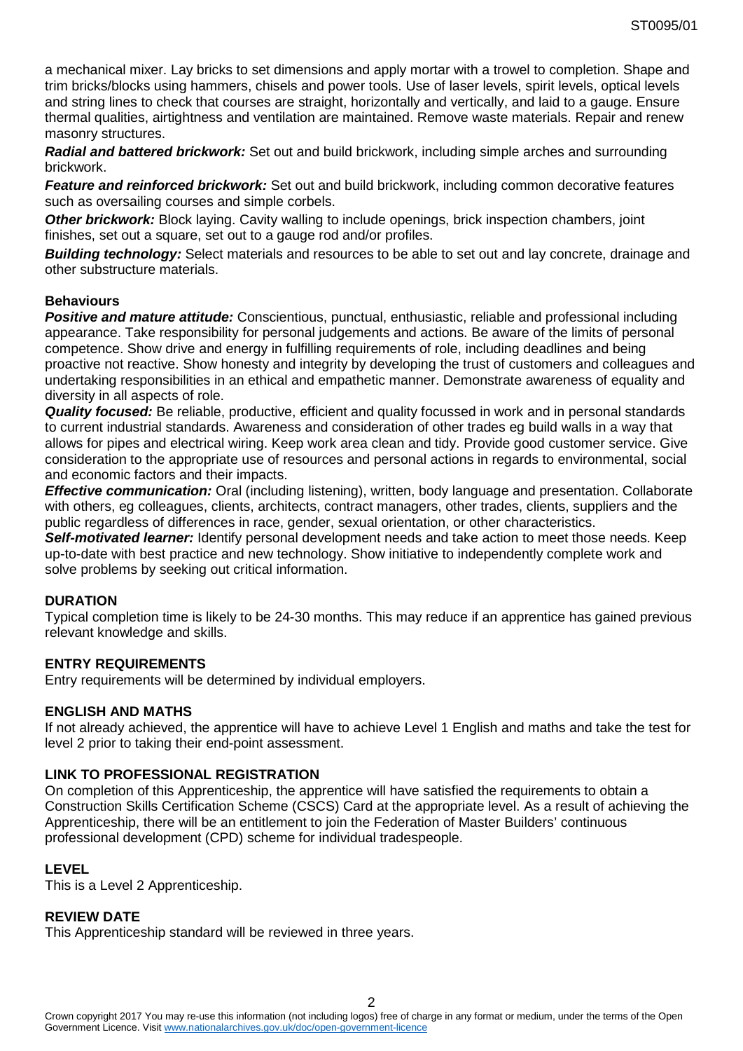a mechanical mixer. Lay bricks to set dimensions and apply mortar with a trowel to completion. Shape and trim bricks/blocks using hammers, chisels and power tools. Use of laser levels, spirit levels, optical levels and string lines to check that courses are straight, horizontally and vertically, and laid to a gauge. Ensure thermal qualities, airtightness and ventilation are maintained. Remove waste materials. Repair and renew masonry structures.

***Radial and battered brickwork:*** Set out and build brickwork, including simple arches and surrounding brickwork.

***Feature and reinforced brickwork:*** Set out and build brickwork, including common decorative features such as oversailing courses and simple corbels.

***Other brickwork:*** Block laying. Cavity walling to include openings, brick inspection chambers, joint finishes, set out a square, set out to a gauge rod and/or profiles.

***Building technology:*** Select materials and resources to be able to set out and lay concrete, drainage and other substructure materials.

**Behaviours**

***Positive and mature attitude:*** Conscientious, punctual, enthusiastic, reliable and professional including appearance. Take responsibility for personal judgements and actions. Be aware of the limits of personal competence. Show drive and energy in fulfilling requirements of role, including deadlines and being proactive not reactive. Show honesty and integrity by developing the trust of customers and colleagues and undertaking responsibilities in an ethical and empathetic manner. Demonstrate awareness of equality and diversity in all aspects of role.

***Quality focused:*** Be reliable, productive, efficient and quality focussed in work and in personal standards to current industrial standards. Awareness and consideration of other trades eg build walls in a way that allows for pipes and electrical wiring. Keep work area clean and tidy. Provide good customer service. Give consideration to the appropriate use of resources and personal actions in regards to environmental, social and economic factors and their impacts.

***Effective communication:*** Oral (including listening), written, body language and presentation. Collaborate with others, eg colleagues, clients, architects, contract managers, other trades, clients, suppliers and the public regardless of differences in race, gender, sexual orientation, or other characteristics.

***Self-motivated learner:*** Identify personal development needs and take action to meet those needs. Keep up-to-date with best practice and new technology. Show initiative to independently complete work and solve problems by seeking out critical information.

**DURATION**

Typical completion time is likely to be 24-30 months. This may reduce if an apprentice has gained previous relevant knowledge and skills.

**ENTRY REQUIREMENTS**

Entry requirements will be determined by individual employers.

**ENGLISH AND MATHS**

If not already achieved, the apprentice will have to achieve Level 1 English and maths and take the test for level 2 prior to taking their end-point assessment.

**LINK TO PROFESSIONAL REGISTRATION**

On completion of this Apprenticeship, the apprentice will have satisfied the requirements to obtain a Construction Skills Certification Scheme (CSCS) Card at the appropriate level. As a result of achieving the Apprenticeship, there will be an entitlement to join the Federation of Master Builders' continuous professional development (CPD) scheme for individual tradespeople.

**LEVEL**

This is a Level 2 Apprenticeship.

**REVIEW DATE**

This Apprenticeship standard will be reviewed in three years.